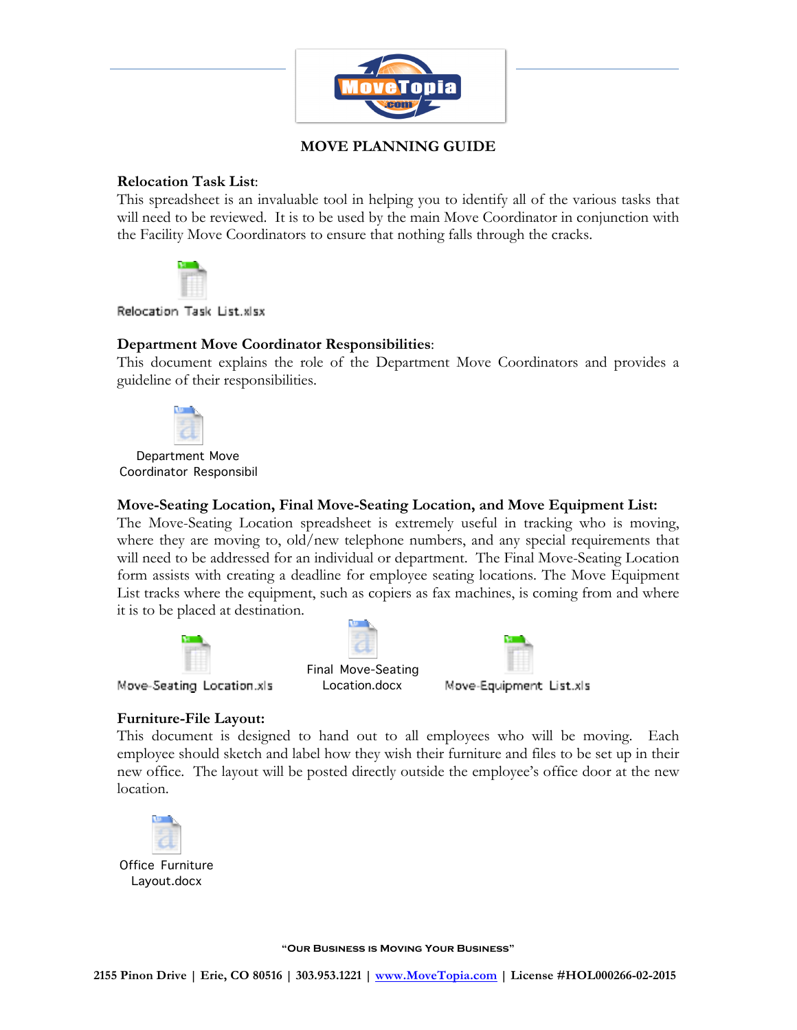# MOVE PLANNING GUIDE

**Relocation Task List**:
This spreadsheet is an invaluable tool in helping you to identify all of the various tasks that will need to be reviewed. It is to be used by the main Move Coordinator in conjunction with the Facility Move Coordinators to ensure that nothing falls through the cracks.

Relocation Task List.xlsx

**Department Move Coordinator Responsibilities**:
This document explains the role of the Department Move Coordinators and provides a guideline of their responsibilities.

Department Move Coordinator Responsibil

**Move-Seating Location, Final Move-Seating Location, and Move Equipment List:**
The Move-Seating Location spreadsheet is extremely useful in tracking who is moving, where they are moving to, old/new telephone numbers, and any special requirements that will need to be addressed for an individual or department. The Final Move-Seating Location form assists with creating a deadline for employee seating locations. The Move Equipment List tracks where the equipment, such as copiers as fax machines, is coming from and where it is to be placed at destination.

Move-Seating Location.xls | Final Move-Seating Location.docx | Move-Equipment List.xls

**Furniture-File Layout:**
This document is designed to hand out to all employees who will be moving. Each employee should sketch and label how they wish their furniture and files to be set up in their new office. The layout will be posted directly outside the employee's office door at the new location.

Office Furniture Layout.docx

"Our Business is Moving Your Business"

2155 Pinon Drive | Erie, CO 80516 | 303.953.1221 | www.MoveTopia.com | License #HOL000266-02-2015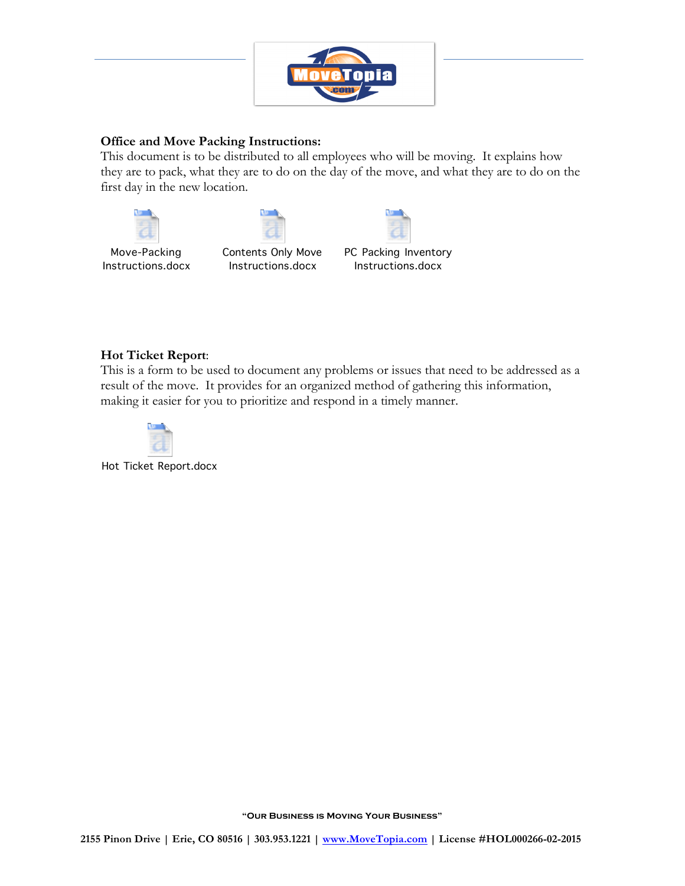**Office and Move Packing Instructions:**

This document is to be distributed to all employees who will be moving. It explains how they are to pack, what they are to do on the day of the move, and what they are to do on the first day in the new location.

Move-Packing Instructions.docx

Contents Only Move Instructions.docx

PC Packing Inventory Instructions.docx

**Hot Ticket Report**:

This is a form to be used to document any problems or issues that need to be addressed as a result of the move. It provides for an organized method of gathering this information, making it easier for you to prioritize and respond in a timely manner.

Hot Ticket Report.docx

"Our Business is Moving Your Business"

2155 Pinon Drive | Erie, CO 80516 | 303.953.1221 | www.MoveTopia.com | License #HOL000266-02-2015